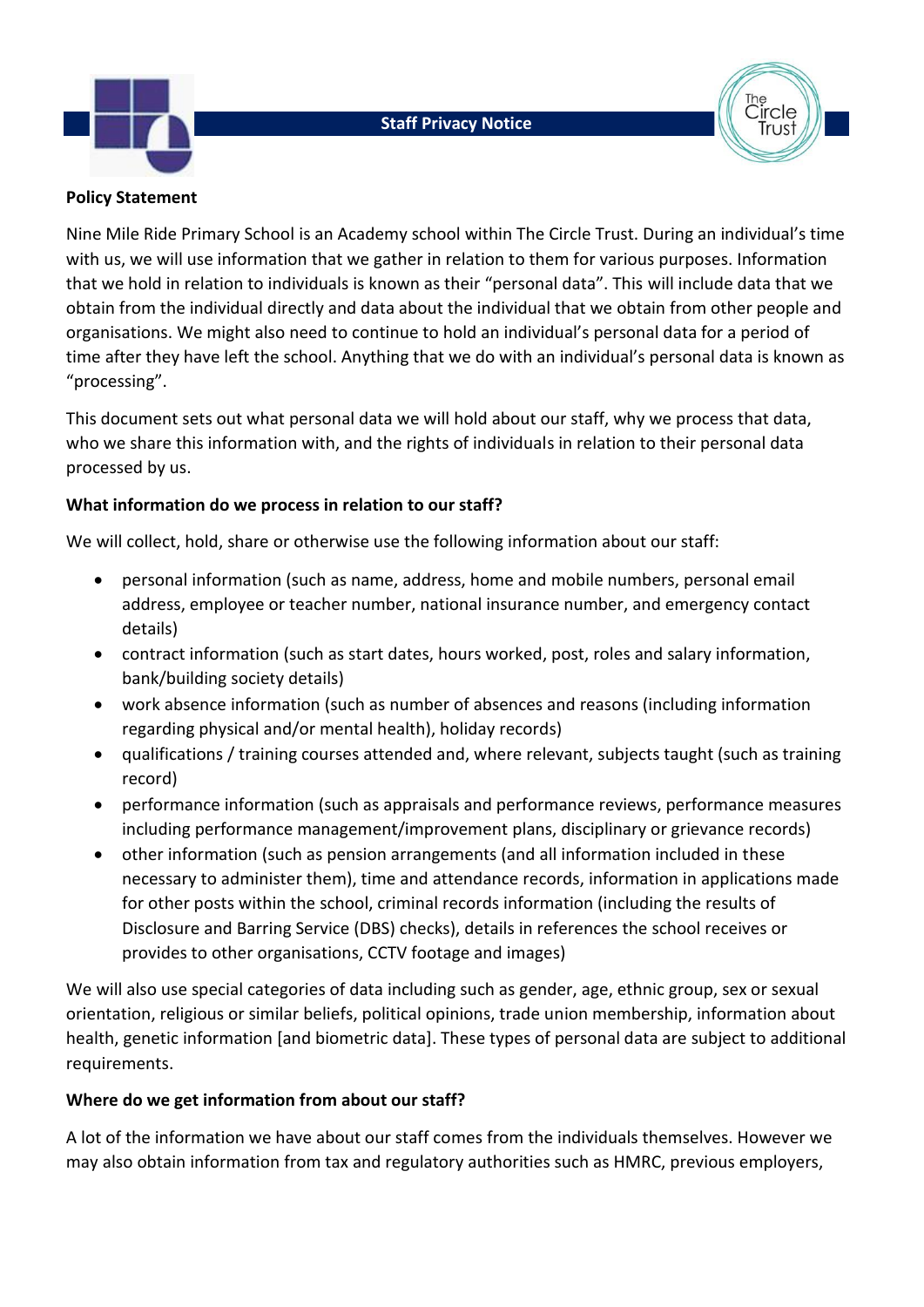# Staff Privacy Notice

**Policy Statement**

Nine Mile Ride Primary School is an Academy school within The Circle Trust. During an individual's time with us, we will use information that we gather in relation to them for various purposes. Information that we hold in relation to individuals is known as their "personal data". This will include data that we obtain from the individual directly and data about the individual that we obtain from other people and organisations. We might also need to continue to hold an individual's personal data for a period of time after they have left the school. Anything that we do with an individual's personal data is known as "processing".

This document sets out what personal data we will hold about our staff, why we process that data, who we share this information with, and the rights of individuals in relation to their personal data processed by us.

**What information do we process in relation to our staff?**

We will collect, hold, share or otherwise use the following information about our staff:

- personal information (such as name, address, home and mobile numbers, personal email address, employee or teacher number, national insurance number, and emergency contact details)
- contract information (such as start dates, hours worked, post, roles and salary information, bank/building society details)
- work absence information (such as number of absences and reasons (including information regarding physical and/or mental health), holiday records)
- qualifications / training courses attended and, where relevant, subjects taught (such as training record)
- performance information (such as appraisals and performance reviews, performance measures including performance management/improvement plans, disciplinary or grievance records)
- other information (such as pension arrangements (and all information included in these necessary to administer them), time and attendance records, information in applications made for other posts within the school, criminal records information (including the results of Disclosure and Barring Service (DBS) checks), details in references the school receives or provides to other organisations, CCTV footage and images)

We will also use special categories of data including such as gender, age, ethnic group, sex or sexual orientation, religious or similar beliefs, political opinions, trade union membership, information about health, genetic information [and biometric data]. These types of personal data are subject to additional requirements.

**Where do we get information from about our staff?**

A lot of the information we have about our staff comes from the individuals themselves. However we may also obtain information from tax and regulatory authorities such as HMRC, previous employers,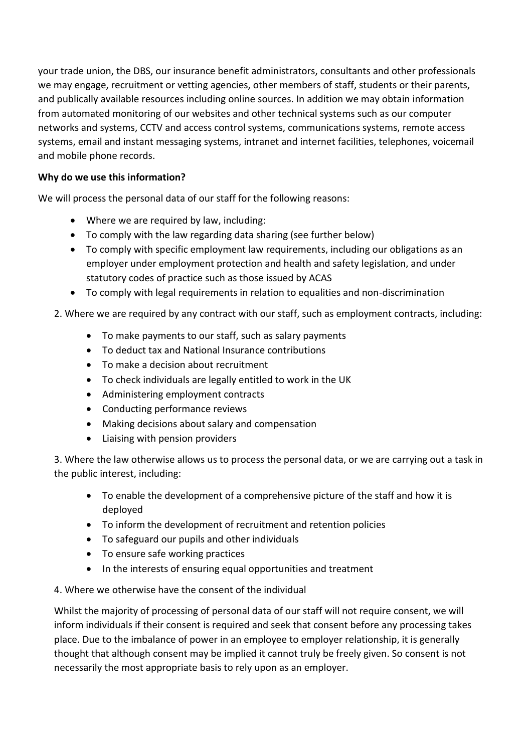your trade union, the DBS, our insurance benefit administrators, consultants and other professionals we may engage, recruitment or vetting agencies, other members of staff, students or their parents, and publically available resources including online sources. In addition we may obtain information from automated monitoring of our websites and other technical systems such as our computer networks and systems, CCTV and access control systems, communications systems, remote access systems, email and instant messaging systems, intranet and internet facilities, telephones, voicemail and mobile phone records.

**Why do we use this information?**

We will process the personal data of our staff for the following reasons:

- Where we are required by law, including:
- To comply with the law regarding data sharing (see further below)
- To comply with specific employment law requirements, including our obligations as an employer under employment protection and health and safety legislation, and under statutory codes of practice such as those issued by ACAS
- To comply with legal requirements in relation to equalities and non-discrimination

2. Where we are required by any contract with our staff, such as employment contracts, including:

- To make payments to our staff, such as salary payments
- To deduct tax and National Insurance contributions
- To make a decision about recruitment
- To check individuals are legally entitled to work in the UK
- Administering employment contracts
- Conducting performance reviews
- Making decisions about salary and compensation
- Liaising with pension providers

3. Where the law otherwise allows us to process the personal data, or we are carrying out a task in the public interest, including:

- To enable the development of a comprehensive picture of the staff and how it is deployed
- To inform the development of recruitment and retention policies
- To safeguard our pupils and other individuals
- To ensure safe working practices
- In the interests of ensuring equal opportunities and treatment

4. Where we otherwise have the consent of the individual

Whilst the majority of processing of personal data of our staff will not require consent, we will inform individuals if their consent is required and seek that consent before any processing takes place. Due to the imbalance of power in an employee to employer relationship, it is generally thought that although consent may be implied it cannot truly be freely given. So consent is not necessarily the most appropriate basis to rely upon as an employer.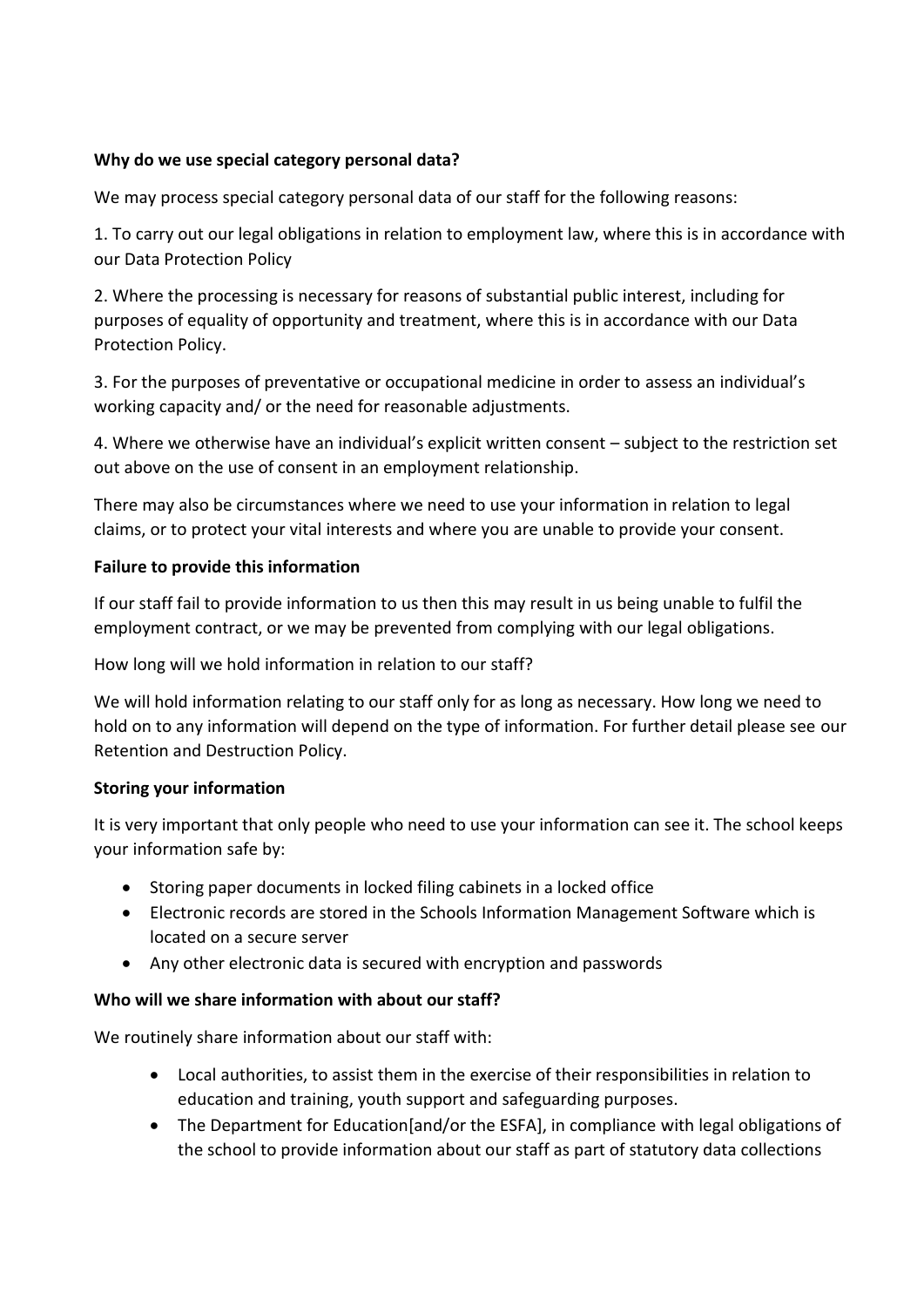**Why do we use special category personal data?**

We may process special category personal data of our staff for the following reasons:

1. To carry out our legal obligations in relation to employment law, where this is in accordance with our Data Protection Policy

2. Where the processing is necessary for reasons of substantial public interest, including for purposes of equality of opportunity and treatment, where this is in accordance with our Data Protection Policy.

3. For the purposes of preventative or occupational medicine in order to assess an individual's working capacity and/ or the need for reasonable adjustments.

4. Where we otherwise have an individual's explicit written consent – subject to the restriction set out above on the use of consent in an employment relationship.

There may also be circumstances where we need to use your information in relation to legal claims, or to protect your vital interests and where you are unable to provide your consent.

**Failure to provide this information**

If our staff fail to provide information to us then this may result in us being unable to fulfil the employment contract, or we may be prevented from complying with our legal obligations.

How long will we hold information in relation to our staff?

We will hold information relating to our staff only for as long as necessary. How long we need to hold on to any information will depend on the type of information. For further detail please see our Retention and Destruction Policy.

**Storing your information**

It is very important that only people who need to use your information can see it. The school keeps your information safe by:

- Storing paper documents in locked filing cabinets in a locked office
- Electronic records are stored in the Schools Information Management Software which is located on a secure server
- Any other electronic data is secured with encryption and passwords

**Who will we share information with about our staff?**

We routinely share information about our staff with:

- Local authorities, to assist them in the exercise of their responsibilities in relation to education and training, youth support and safeguarding purposes.
- The Department for Education[and/or the ESFA], in compliance with legal obligations of the school to provide information about our staff as part of statutory data collections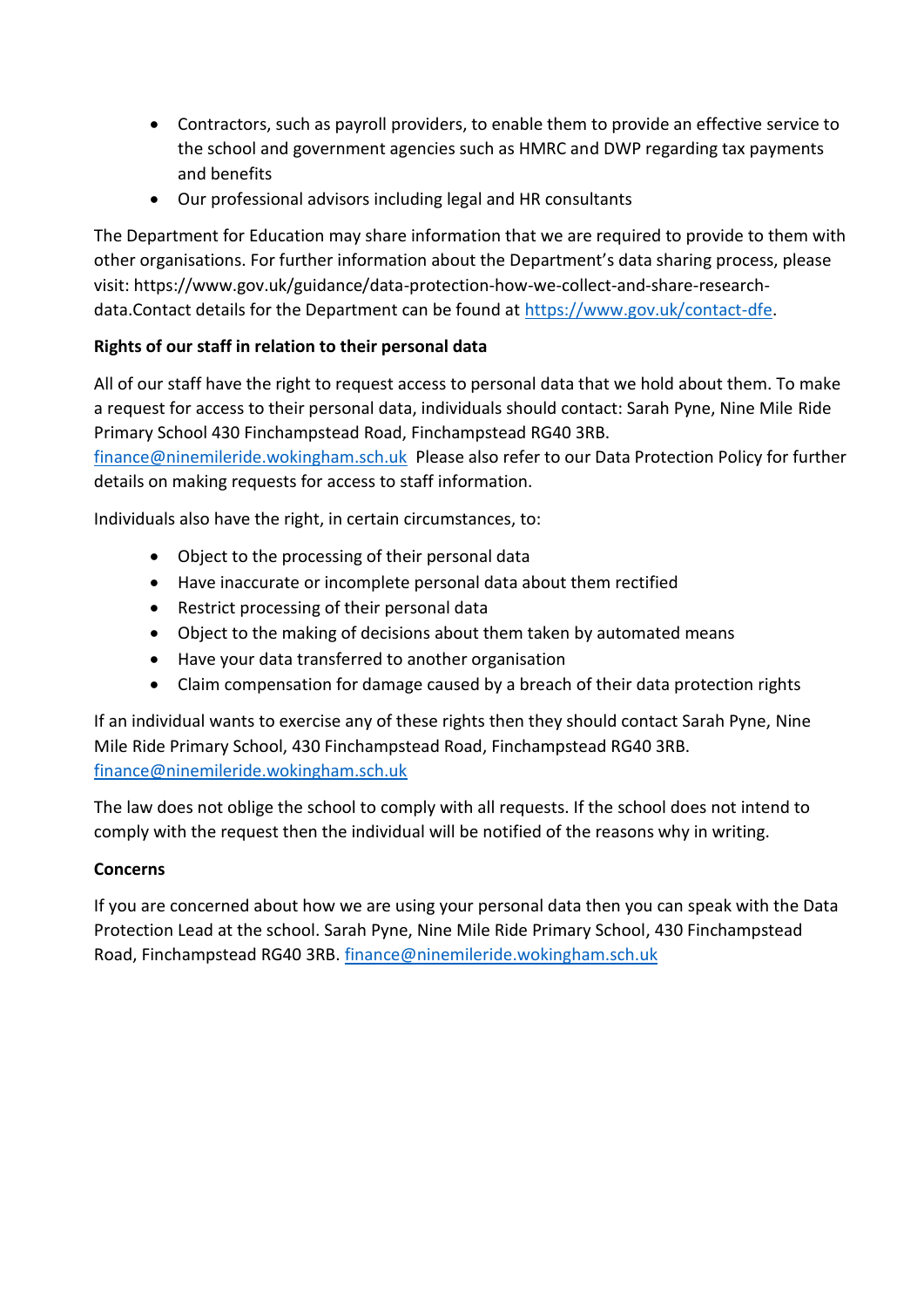- Contractors, such as payroll providers, to enable them to provide an effective service to the school and government agencies such as HMRC and DWP regarding tax payments and benefits
- Our professional advisors including legal and HR consultants

The Department for Education may share information that we are required to provide to them with other organisations. For further information about the Department's data sharing process, please visit: https://www.gov.uk/guidance/data-protection-how-we-collect-and-share-research-data.Contact details for the Department can be found at [https://www.gov.uk/contact-dfe](https://www.gov.uk/contact-dfe).

**Rights of our staff in relation to their personal data**

All of our staff have the right to request access to personal data that we hold about them. To make a request for access to their personal data, individuals should contact: Sarah Pyne, Nine Mile Ride Primary School 430 Finchampstead Road, Finchampstead RG40 3RB. [finance@ninemileride.wokingham.sch.uk](mailto:finance@ninemileride.wokingham.sch.uk) Please also refer to our Data Protection Policy for further details on making requests for access to staff information.

Individuals also have the right, in certain circumstances, to:

- Object to the processing of their personal data
- Have inaccurate or incomplete personal data about them rectified
- Restrict processing of their personal data
- Object to the making of decisions about them taken by automated means
- Have your data transferred to another organisation
- Claim compensation for damage caused by a breach of their data protection rights

If an individual wants to exercise any of these rights then they should contact Sarah Pyne, Nine Mile Ride Primary School, 430 Finchampstead Road, Finchampstead RG40 3RB. [finance@ninemileride.wokingham.sch.uk](mailto:finance@ninemileride.wokingham.sch.uk)

The law does not oblige the school to comply with all requests. If the school does not intend to comply with the request then the individual will be notified of the reasons why in writing.

**Concerns**

If you are concerned about how we are using your personal data then you can speak with the Data Protection Lead at the school. Sarah Pyne, Nine Mile Ride Primary School, 430 Finchampstead Road, Finchampstead RG40 3RB. [finance@ninemileride.wokingham.sch.uk](mailto:finance@ninemileride.wokingham.sch.uk)